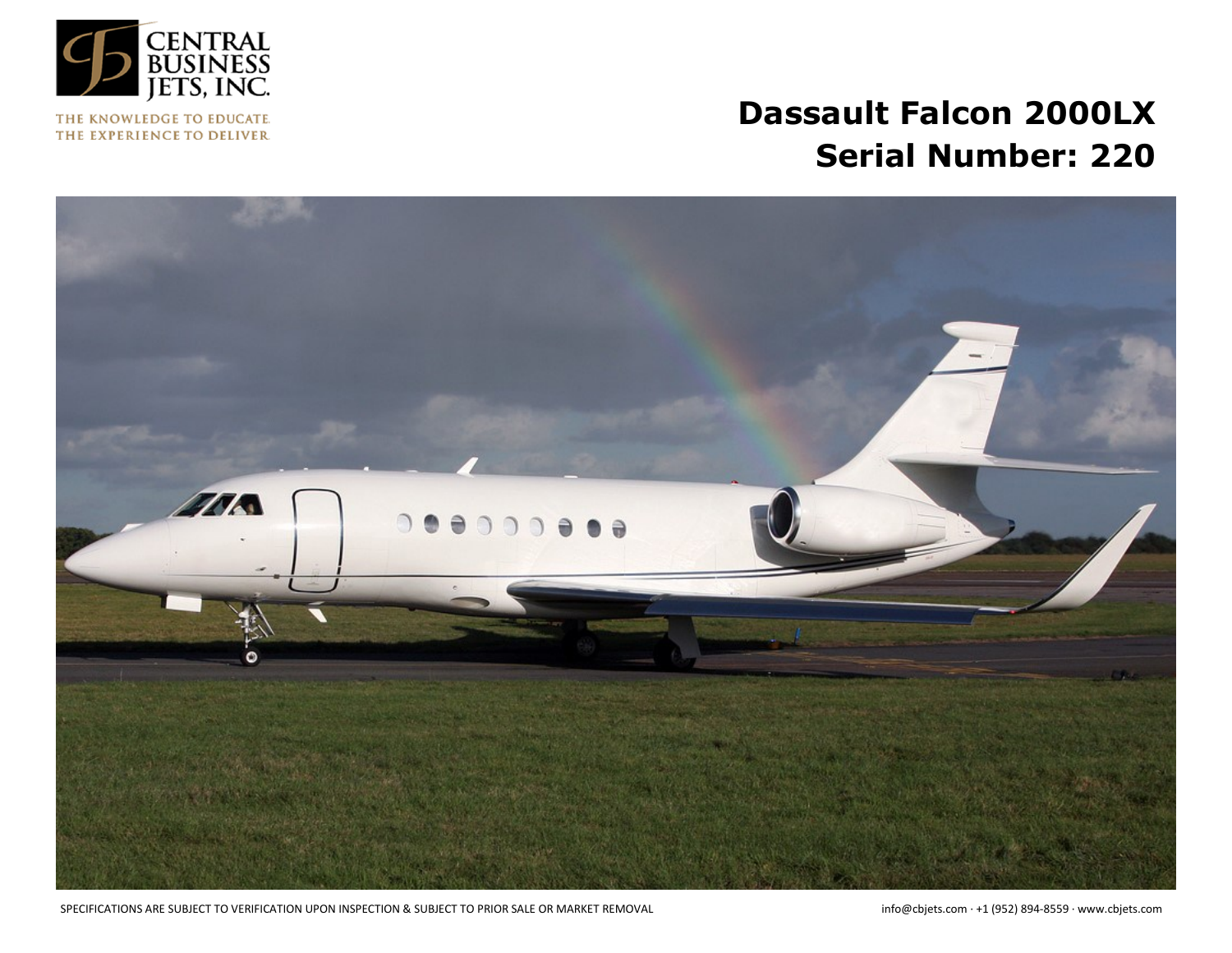CENTRAL BUSINESS JETS, INC.

THE KNOWLEDGE TO EDUCATE
THE EXPERIENCE TO DELIVER

# Dassault Falcon 2000LX
# Serial Number: 220

SPECIFICATIONS ARE SUBJECT TO VERIFICATION UPON INSPECTION & SUBJECT TO PRIOR SALE OR MARKET REMOVAL

info@cbjets.com · +1 (952) 894-8559 · www.cbjets.com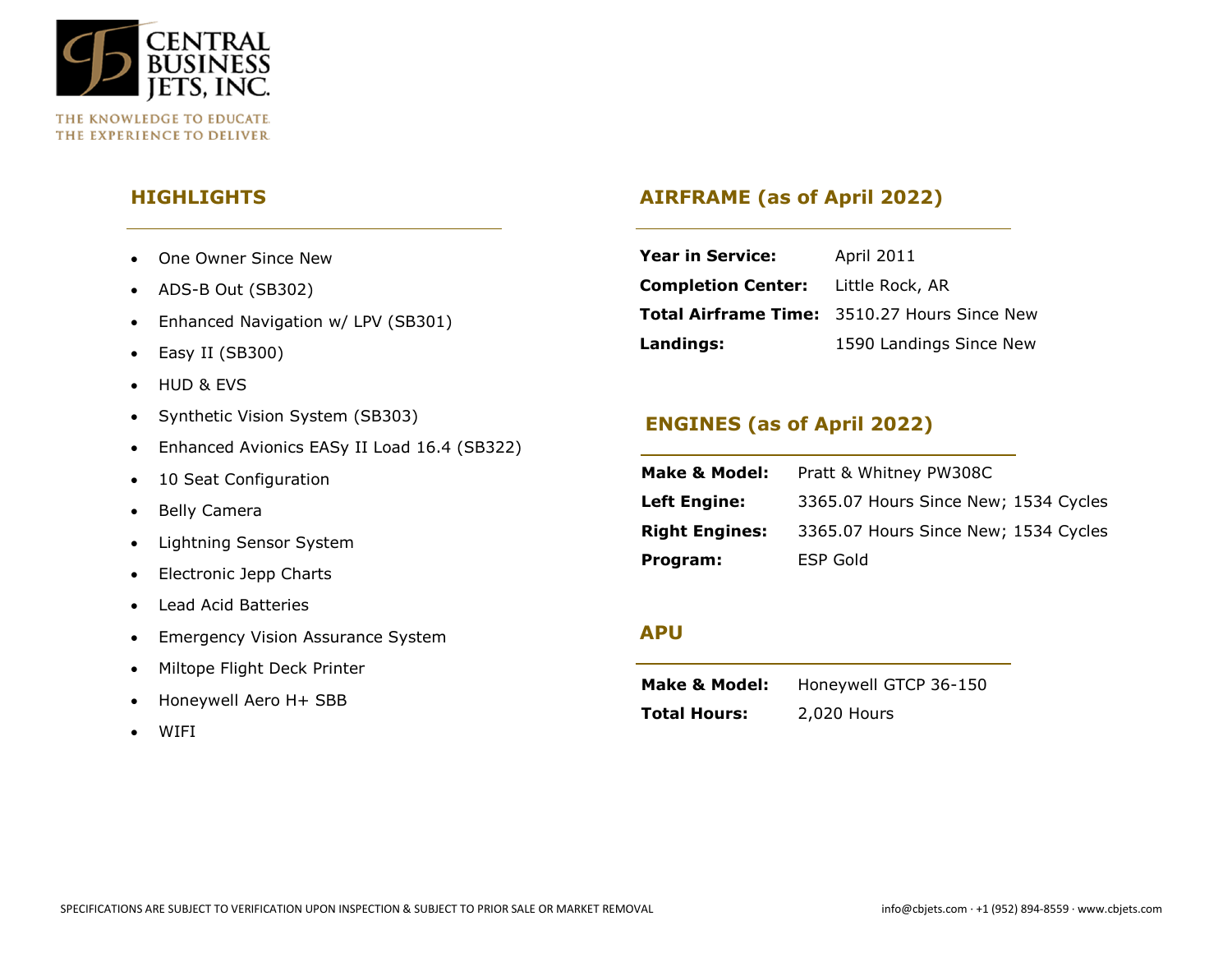## HIGHLIGHTS

- One Owner Since New
- ADS-B Out (SB302)
- Enhanced Navigation w/ LPV (SB301)
- Easy II (SB300)
- HUD & EVS
- Synthetic Vision System (SB303)
- Enhanced Avionics EASy II Load 16.4 (SB322)
- 10 Seat Configuration
- Belly Camera
- Lightning Sensor System
- Electronic Jepp Charts
- Lead Acid Batteries
- Emergency Vision Assurance System
- Miltope Flight Deck Printer
- Honeywell Aero H+ SBB
- WIFI

## AIRFRAME (as of April 2022)

| | |
|---|---|
| **Year in Service:** | April 2011 |
| **Completion Center:** | Little Rock, AR |
| **Total Airframe Time:** | 3510.27 Hours Since New |
| **Landings:** | 1590 Landings Since New |

## ENGINES (as of April 2022)

| | |
|---|---|
| **Make & Model:** | Pratt & Whitney PW308C |
| **Left Engine:** | 3365.07 Hours Since New; 1534 Cycles |
| **Right Engines:** | 3365.07 Hours Since New; 1534 Cycles |
| **Program:** | ESP Gold |

## APU

| | |
|---|---|
| **Make & Model:** | Honeywell GTCP 36-150 |
| **Total Hours:** | 2,020 Hours |

SPECIFICATIONS ARE SUBJECT TO VERIFICATION UPON INSPECTION & SUBJECT TO PRIOR SALE OR MARKET REMOVAL

info@cbjets.com · +1 (952) 894-8559 · www.cbjets.com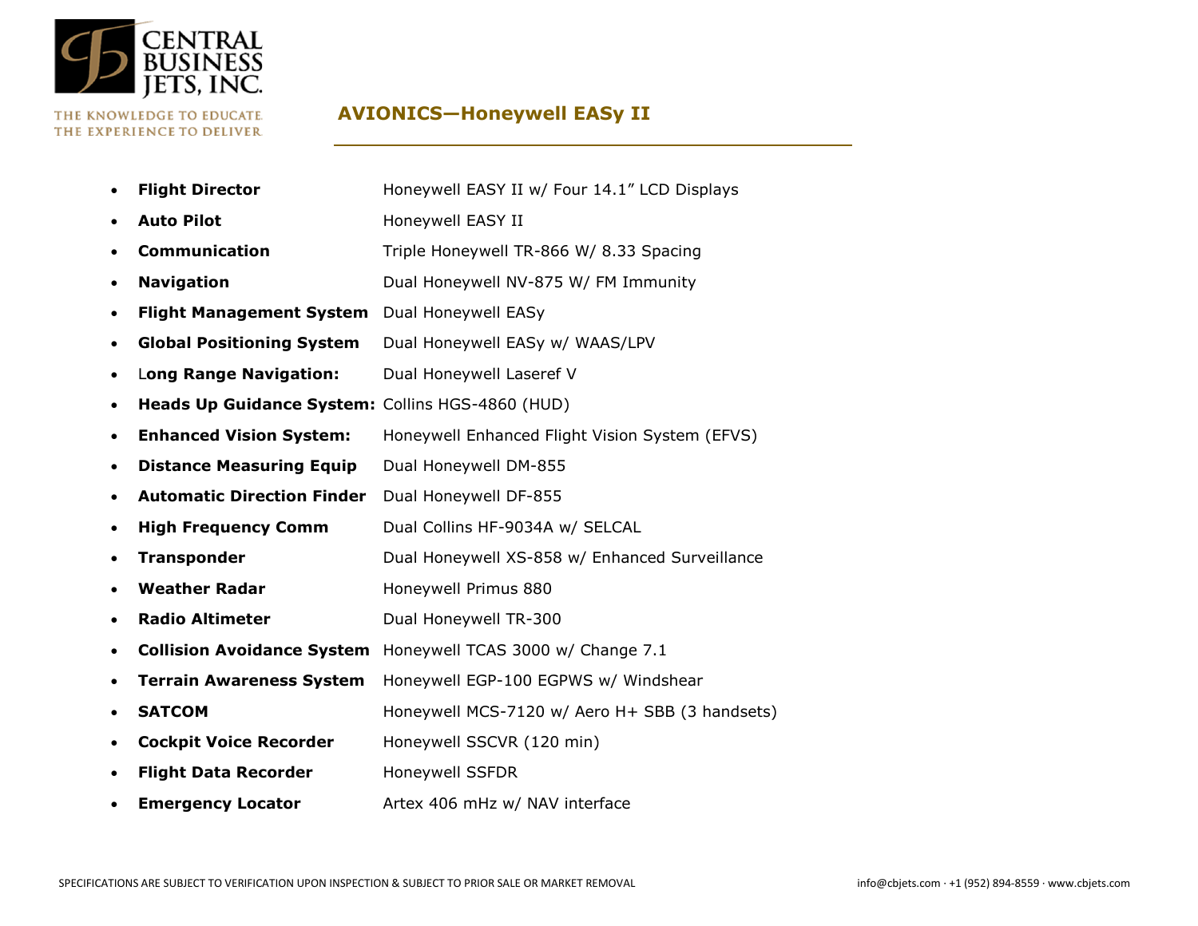CENTRAL BUSINESS JETS, INC.

THE KNOWLEDGE TO EDUCATE. THE EXPERIENCE TO DELIVER

## AVIONICS—Honeywell EASy II

- **Flight Director** Honeywell EASY II w/ Four 14.1" LCD Displays
- **Auto Pilot** Honeywell EASY II
- **Communication** Triple Honeywell TR-866 W/ 8.33 Spacing
- **Navigation** Dual Honeywell NV-875 W/ FM Immunity
- **Flight Management System** Dual Honeywell EASy
- **Global Positioning System** Dual Honeywell EASy w/ WAAS/LPV
- L**ong Range Navigation:** Dual Honeywell Laseref V
- **Heads Up Guidance System:** Collins HGS-4860 (HUD)
- **Enhanced Vision System:** Honeywell Enhanced Flight Vision System (EFVS)
- **Distance Measuring Equip** Dual Honeywell DM-855
- **Automatic Direction Finder** Dual Honeywell DF-855
- **High Frequency Comm** Dual Collins HF-9034A w/ SELCAL
- **Transponder** Dual Honeywell XS-858 w/ Enhanced Surveillance
- **Weather Radar** Honeywell Primus 880
- **Radio Altimeter** Dual Honeywell TR-300
- **Collision Avoidance System** Honeywell TCAS 3000 w/ Change 7.1
- **Terrain Awareness System** Honeywell EGP-100 EGPWS w/ Windshear
- **SATCOM** Honeywell MCS-7120 w/ Aero H+ SBB (3 handsets)
- **Cockpit Voice Recorder** Honeywell SSCVR (120 min)
- **Flight Data Recorder** Honeywell SSFDR
- **Emergency Locator** Artex 406 mHz w/ NAV interface

SPECIFICATIONS ARE SUBJECT TO VERIFICATION UPON INSPECTION & SUBJECT TO PRIOR SALE OR MARKET REMOVAL

info@cbjets.com · +1 (952) 894-8559 · www.cbjets.com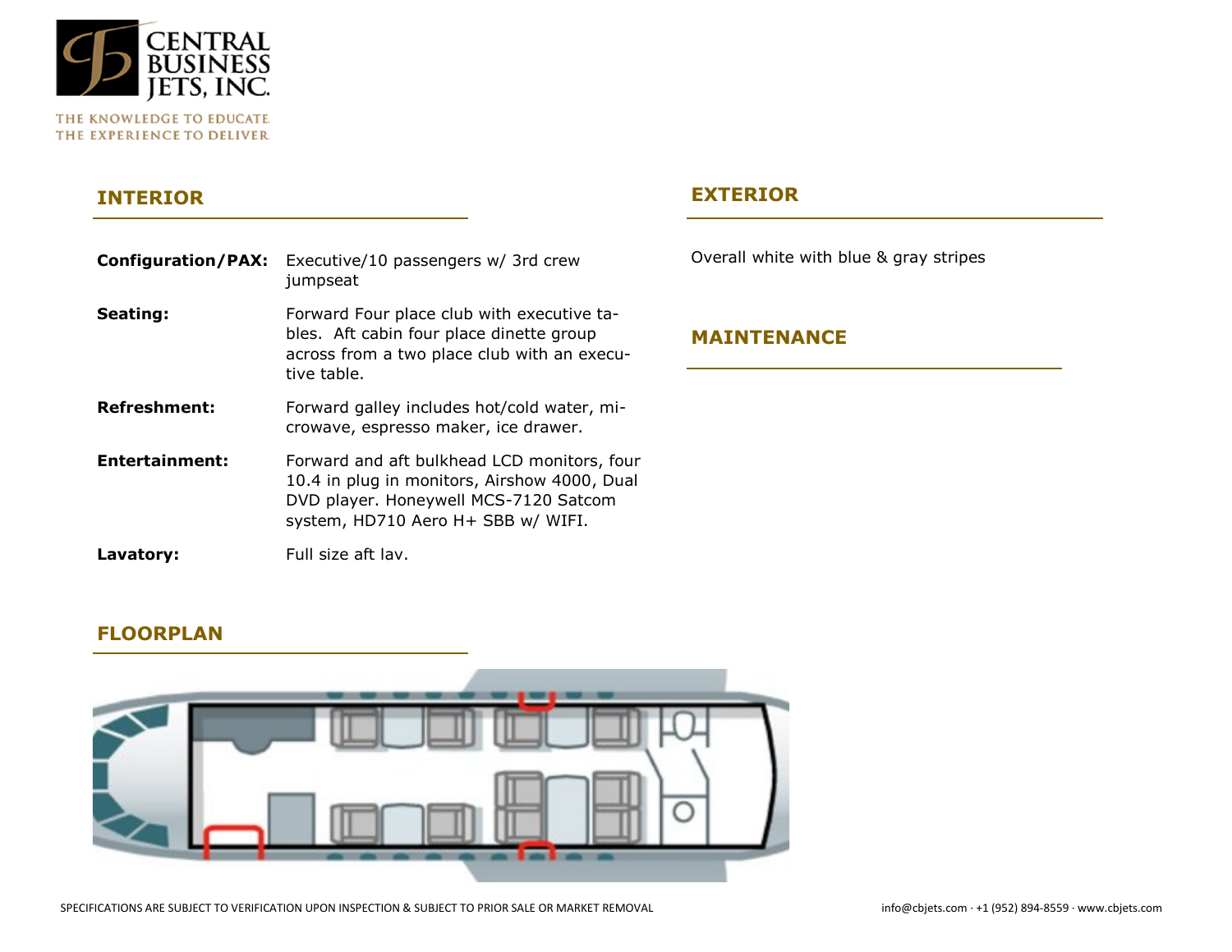CENTRAL BUSINESS JETS, INC.

THE KNOWLEDGE TO EDUCATE
THE EXPERIENCE TO DELIVER

## INTERIOR

**Configuration/PAX:** Executive/10 passengers w/ 3rd crew jumpseat

**Seating:** Forward Four place club with executive tables. Aft cabin four place dinette group across from a two place club with an executive table.

**Refreshment:** Forward galley includes hot/cold water, microwave, espresso maker, ice drawer.

**Entertainment:** Forward and aft bulkhead LCD monitors, four 10.4 in plug in monitors, Airshow 4000, Dual DVD player. Honeywell MCS-7120 Satcom system, HD710 Aero H+ SBB w/ WIFI.

**Lavatory:** Full size aft lav.

## FLOORPLAN

## EXTERIOR

Overall white with blue & gray stripes

## MAINTENANCE

SPECIFICATIONS ARE SUBJECT TO VERIFICATION UPON INSPECTION & SUBJECT TO PRIOR SALE OR MARKET REMOVAL

info@cbjets.com · +1 (952) 894-8559 · www.cbjets.com